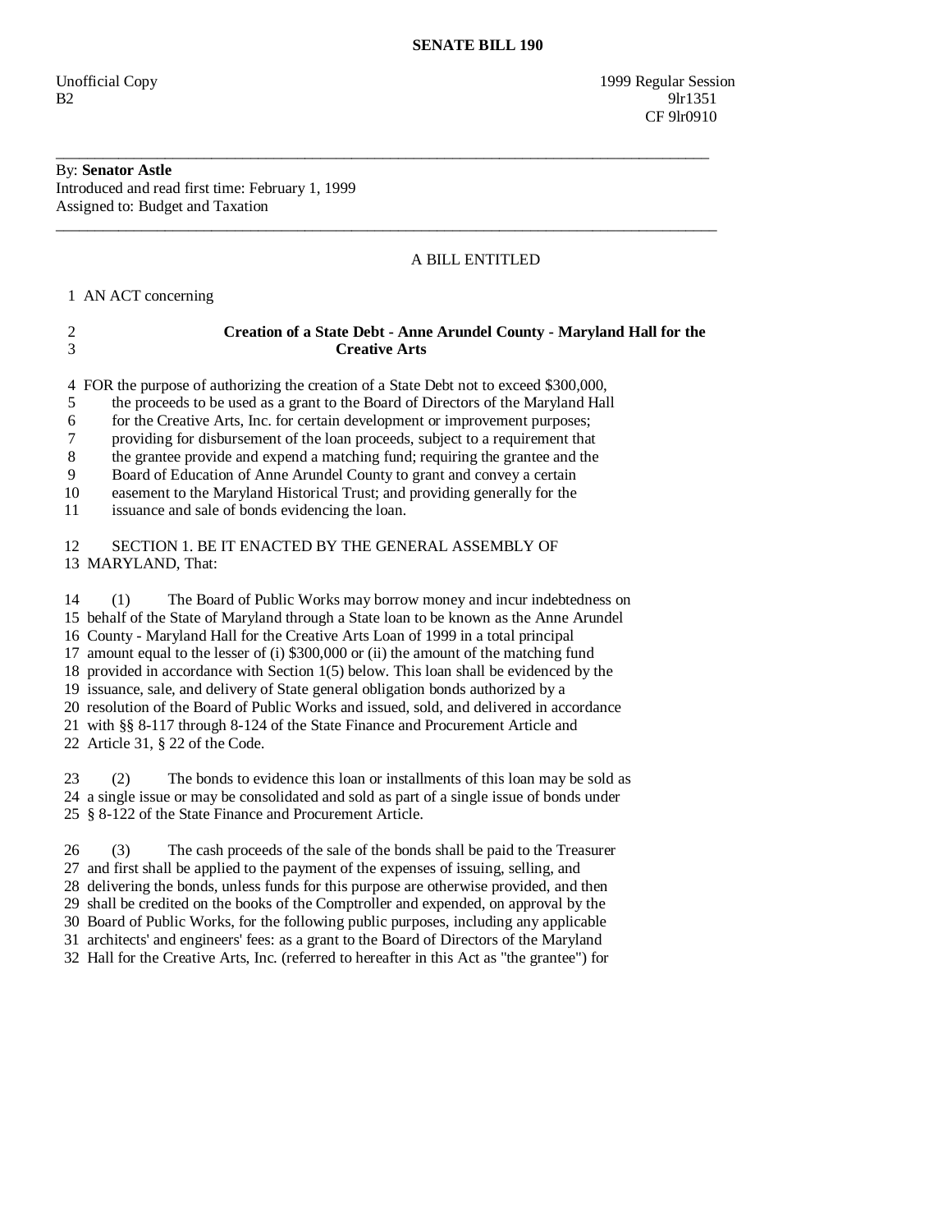**SENATE BILL 190**

Unofficial Copy 1999 Regular Session
B2 9lr1351
CF 9lr0910

---

By: **Senator Astle**
Introduced and read first time: February 1, 1999
Assigned to: Budget and Taxation

---

A BILL ENTITLED

1 AN ACT concerning

2 **Creation of a State Debt - Anne Arundel County - Maryland Hall for the**
3 **Creative Arts**

4 FOR the purpose of authorizing the creation of a State Debt not to exceed $300,000,
5 the proceeds to be used as a grant to the Board of Directors of the Maryland Hall
6 for the Creative Arts, Inc. for certain development or improvement purposes;
7 providing for disbursement of the loan proceeds, subject to a requirement that
8 the grantee provide and expend a matching fund; requiring the grantee and the
9 Board of Education of Anne Arundel County to grant and convey a certain
10 easement to the Maryland Historical Trust; and providing generally for the
11 issuance and sale of bonds evidencing the loan.

12 SECTION 1. BE IT ENACTED BY THE GENERAL ASSEMBLY OF
13 MARYLAND, That:

14 (1) The Board of Public Works may borrow money and incur indebtedness on
15 behalf of the State of Maryland through a State loan to be known as the Anne Arundel
16 County - Maryland Hall for the Creative Arts Loan of 1999 in a total principal
17 amount equal to the lesser of (i) $300,000 or (ii) the amount of the matching fund
18 provided in accordance with Section 1(5) below. This loan shall be evidenced by the
19 issuance, sale, and delivery of State general obligation bonds authorized by a
20 resolution of the Board of Public Works and issued, sold, and delivered in accordance
21 with §§ 8-117 through 8-124 of the State Finance and Procurement Article and
22 Article 31, § 22 of the Code.

23 (2) The bonds to evidence this loan or installments of this loan may be sold as
24 a single issue or may be consolidated and sold as part of a single issue of bonds under
25 § 8-122 of the State Finance and Procurement Article.

26 (3) The cash proceeds of the sale of the bonds shall be paid to the Treasurer
27 and first shall be applied to the payment of the expenses of issuing, selling, and
28 delivering the bonds, unless funds for this purpose are otherwise provided, and then
29 shall be credited on the books of the Comptroller and expended, on approval by the
30 Board of Public Works, for the following public purposes, including any applicable
31 architects' and engineers' fees: as a grant to the Board of Directors of the Maryland
32 Hall for the Creative Arts, Inc. (referred to hereafter in this Act as "the grantee") for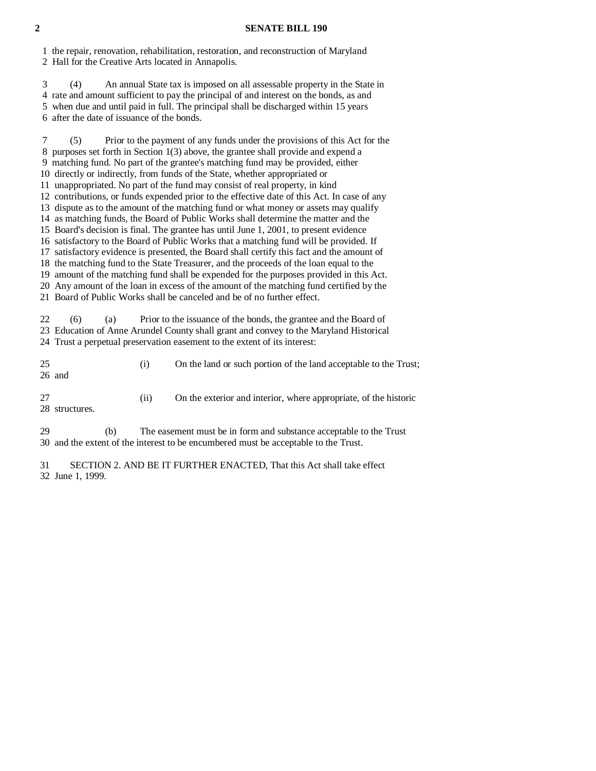the repair, renovation, rehabilitation, restoration, and reconstruction of Maryland Hall for the Creative Arts located in Annapolis.

(4) An annual State tax is imposed on all assessable property in the State in rate and amount sufficient to pay the principal of and interest on the bonds, as and when due and until paid in full. The principal shall be discharged within 15 years after the date of issuance of the bonds.

(5) Prior to the payment of any funds under the provisions of this Act for the purposes set forth in Section 1(3) above, the grantee shall provide and expend a matching fund. No part of the grantee's matching fund may be provided, either directly or indirectly, from funds of the State, whether appropriated or unappropriated. No part of the fund may consist of real property, in kind contributions, or funds expended prior to the effective date of this Act. In case of any dispute as to the amount of the matching fund or what money or assets may qualify as matching funds, the Board of Public Works shall determine the matter and the Board's decision is final. The grantee has until June 1, 2001, to present evidence satisfactory to the Board of Public Works that a matching fund will be provided. If satisfactory evidence is presented, the Board shall certify this fact and the amount of the matching fund to the State Treasurer, and the proceeds of the loan equal to the amount of the matching fund shall be expended for the purposes provided in this Act. Any amount of the loan in excess of the amount of the matching fund certified by the Board of Public Works shall be canceled and be of no further effect.

(6) (a) Prior to the issuance of the bonds, the grantee and the Board of Education of Anne Arundel County shall grant and convey to the Maryland Historical Trust a perpetual preservation easement to the extent of its interest:

(i) On the land or such portion of the land acceptable to the Trust; and

(ii) On the exterior and interior, where appropriate, of the historic structures.

(b) The easement must be in form and substance acceptable to the Trust and the extent of the interest to be encumbered must be acceptable to the Trust.

SECTION 2. AND BE IT FURTHER ENACTED, That this Act shall take effect June 1, 1999.